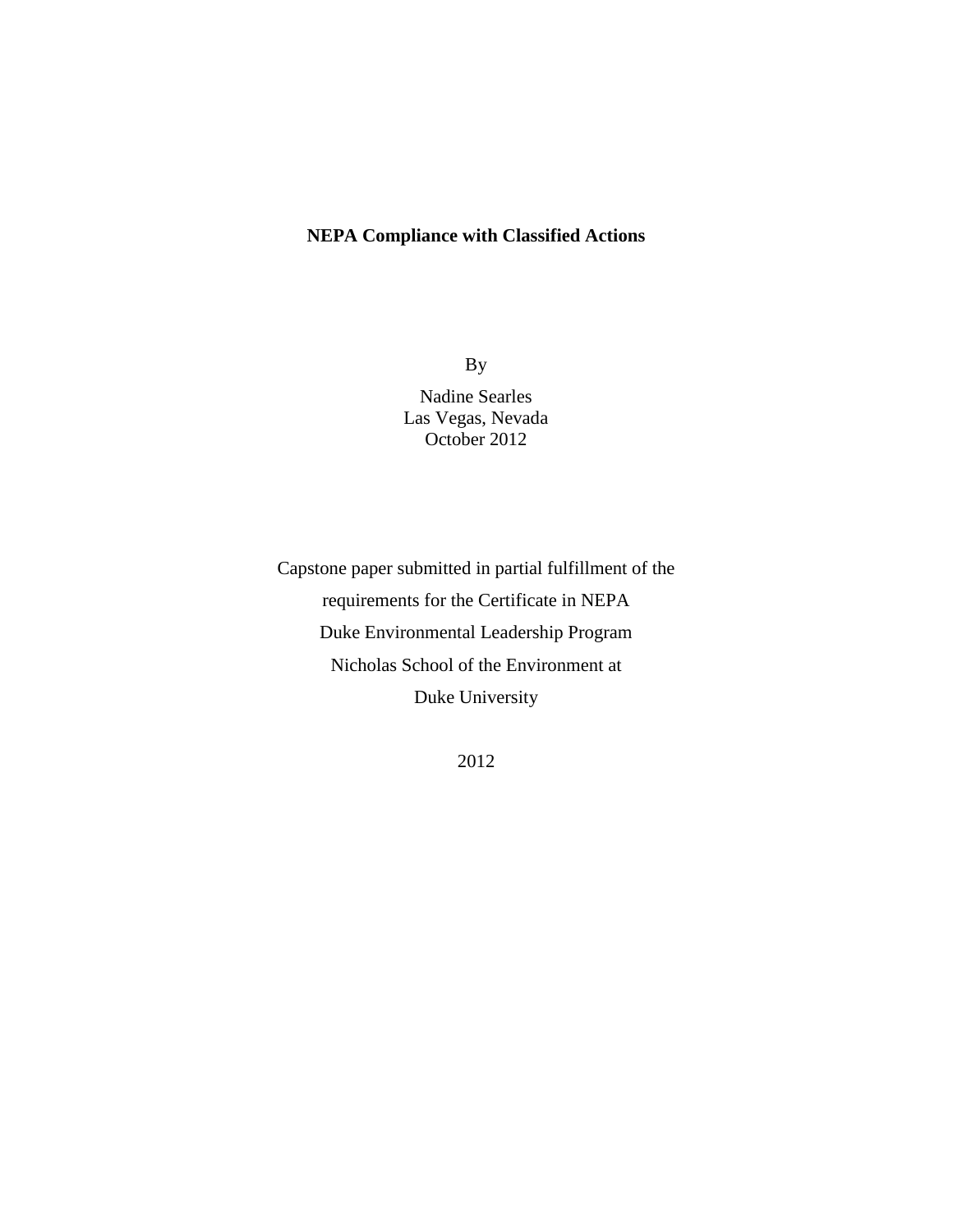# NEPA Compliance with Classified Actions

By

Nadine Searles
Las Vegas, Nevada
October 2012

Capstone paper submitted in partial fulfillment of the
requirements for the Certificate in NEPA
Duke Environmental Leadership Program
Nicholas School of the Environment at
Duke University

2012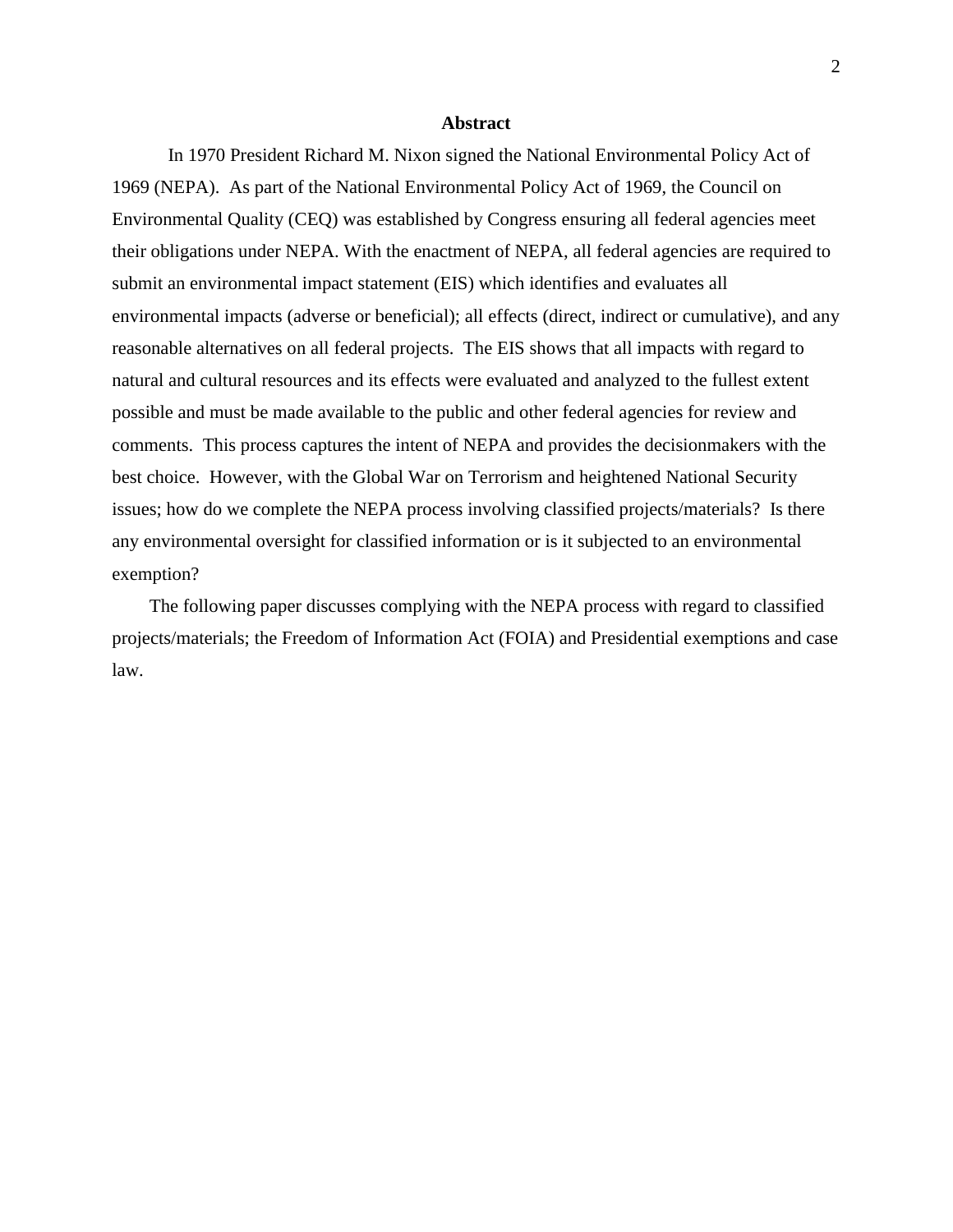**Abstract**

In 1970 President Richard M. Nixon signed the National Environmental Policy Act of 1969 (NEPA). As part of the National Environmental Policy Act of 1969, the Council on Environmental Quality (CEQ) was established by Congress ensuring all federal agencies meet their obligations under NEPA. With the enactment of NEPA, all federal agencies are required to submit an environmental impact statement (EIS) which identifies and evaluates all environmental impacts (adverse or beneficial); all effects (direct, indirect or cumulative), and any reasonable alternatives on all federal projects. The EIS shows that all impacts with regard to natural and cultural resources and its effects were evaluated and analyzed to the fullest extent possible and must be made available to the public and other federal agencies for review and comments. This process captures the intent of NEPA and provides the decisionmakers with the best choice. However, with the Global War on Terrorism and heightened National Security issues; how do we complete the NEPA process involving classified projects/materials? Is there any environmental oversight for classified information or is it subjected to an environmental exemption?

The following paper discusses complying with the NEPA process with regard to classified projects/materials; the Freedom of Information Act (FOIA) and Presidential exemptions and case law.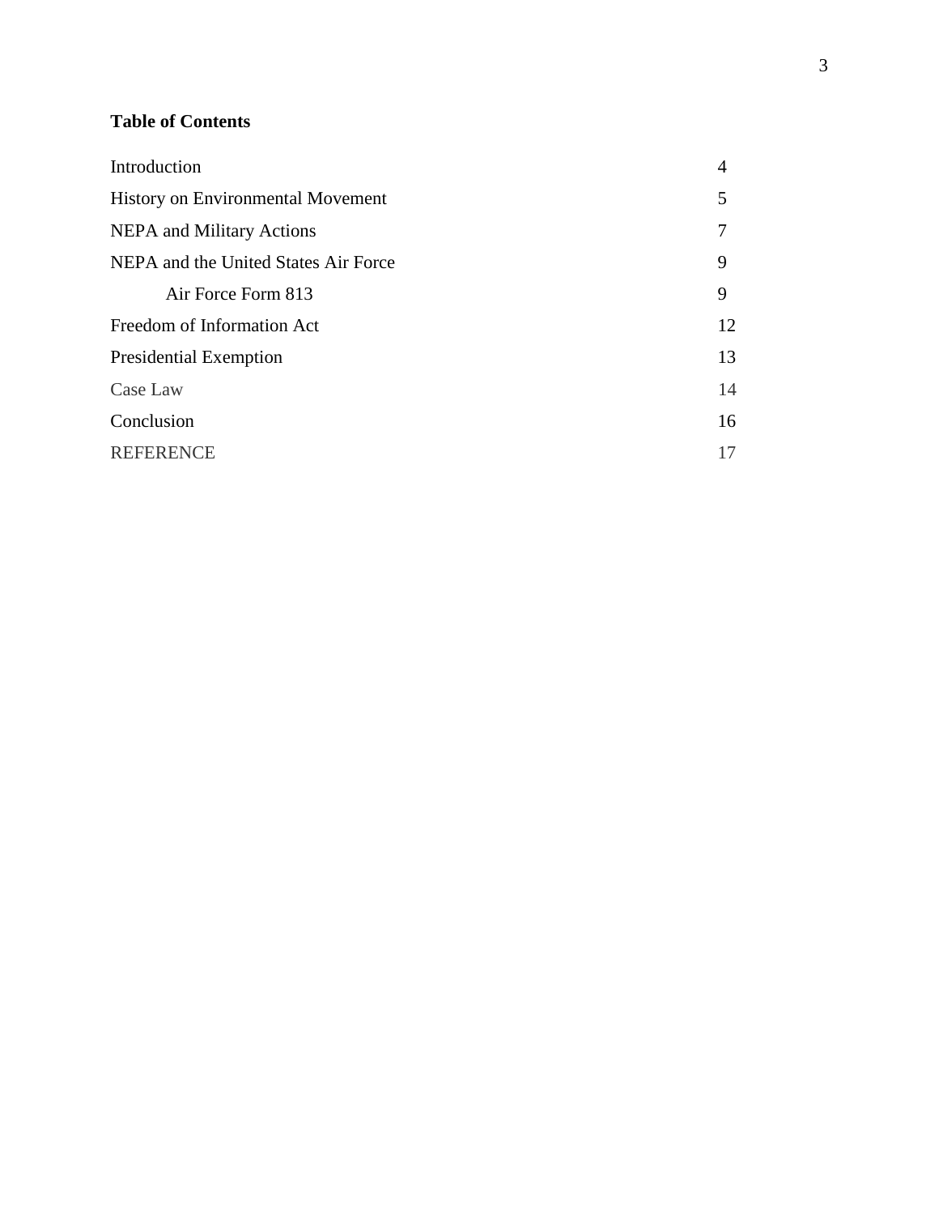**Table of Contents**

| | |
|---|---|
| Introduction | 4 |
| History on Environmental Movement | 5 |
| NEPA and Military Actions | 7 |
| NEPA and the United States Air Force | 9 |
| Air Force Form 813 | 9 |
| Freedom of Information Act | 12 |
| Presidential Exemption | 13 |
| Case Law | 14 |
| Conclusion | 16 |
| REFERENCE | 17 |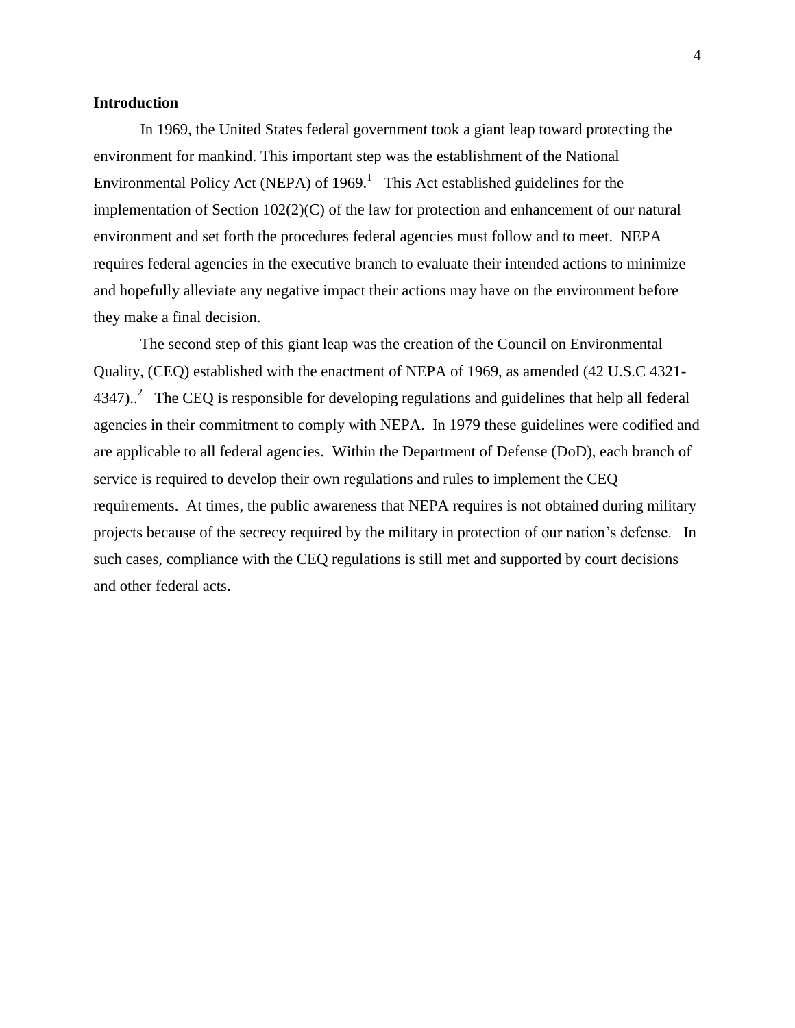## Introduction

In 1969, the United States federal government took a giant leap toward protecting the environment for mankind. This important step was the establishment of the National Environmental Policy Act (NEPA) of 1969.[1] This Act established guidelines for the implementation of Section 102(2)(C) of the law for protection and enhancement of our natural environment and set forth the procedures federal agencies must follow and to meet. NEPA requires federal agencies in the executive branch to evaluate their intended actions to minimize and hopefully alleviate any negative impact their actions may have on the environment before they make a final decision.

The second step of this giant leap was the creation of the Council on Environmental Quality, (CEQ) established with the enactment of NEPA of 1969, as amended (42 U.S.C 4321-4347)..[2] The CEQ is responsible for developing regulations and guidelines that help all federal agencies in their commitment to comply with NEPA. In 1979 these guidelines were codified and are applicable to all federal agencies. Within the Department of Defense (DoD), each branch of service is required to develop their own regulations and rules to implement the CEQ requirements. At times, the public awareness that NEPA requires is not obtained during military projects because of the secrecy required by the military in protection of our nation's defense. In such cases, compliance with the CEQ regulations is still met and supported by court decisions and other federal acts.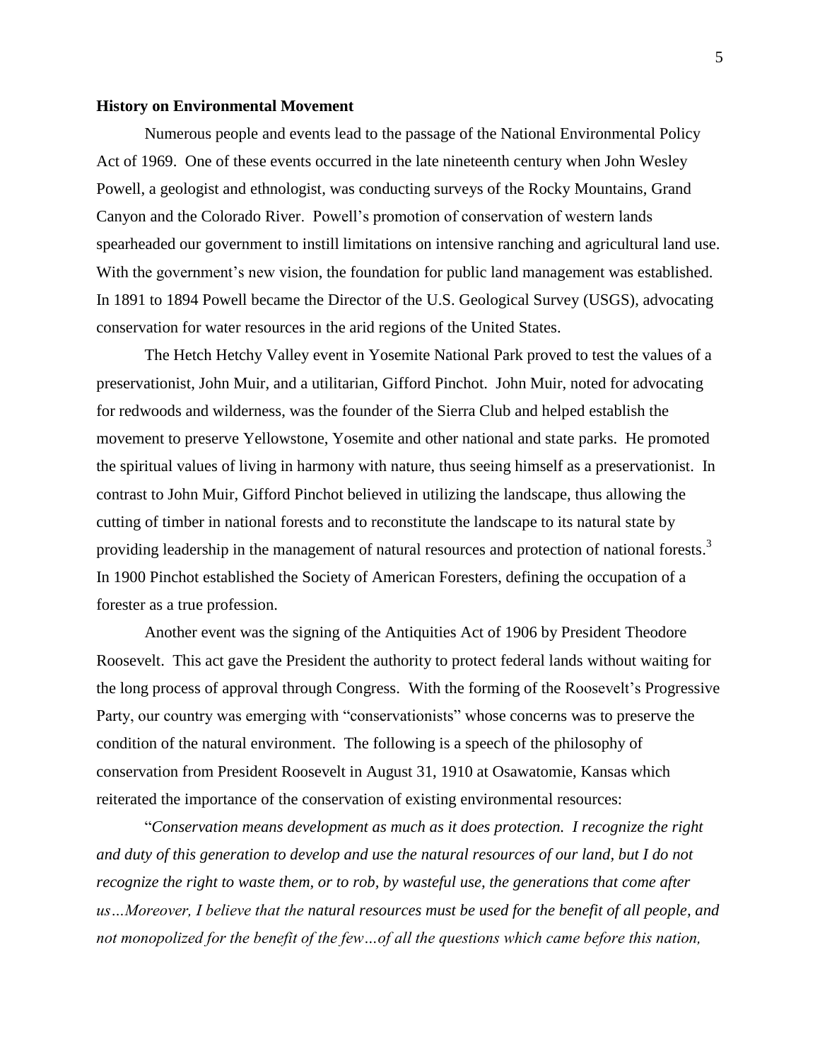**History on Environmental Movement**

Numerous people and events lead to the passage of the National Environmental Policy Act of 1969. One of these events occurred in the late nineteenth century when John Wesley Powell, a geologist and ethnologist, was conducting surveys of the Rocky Mountains, Grand Canyon and the Colorado River. Powell's promotion of conservation of western lands spearheaded our government to instill limitations on intensive ranching and agricultural land use. With the government's new vision, the foundation for public land management was established. In 1891 to 1894 Powell became the Director of the U.S. Geological Survey (USGS), advocating conservation for water resources in the arid regions of the United States.

The Hetch Hetchy Valley event in Yosemite National Park proved to test the values of a preservationist, John Muir, and a utilitarian, Gifford Pinchot. John Muir, noted for advocating for redwoods and wilderness, was the founder of the Sierra Club and helped establish the movement to preserve Yellowstone, Yosemite and other national and state parks. He promoted the spiritual values of living in harmony with nature, thus seeing himself as a preservationist. In contrast to John Muir, Gifford Pinchot believed in utilizing the landscape, thus allowing the cutting of timber in national forests and to reconstitute the landscape to its natural state by providing leadership in the management of natural resources and protection of national forests.[3] In 1900 Pinchot established the Society of American Foresters, defining the occupation of a forester as a true profession.

Another event was the signing of the Antiquities Act of 1906 by President Theodore Roosevelt. This act gave the President the authority to protect federal lands without waiting for the long process of approval through Congress. With the forming of the Roosevelt's Progressive Party, our country was emerging with "conservationists" whose concerns was to preserve the condition of the natural environment. The following is a speech of the philosophy of conservation from President Roosevelt in August 31, 1910 at Osawatomie, Kansas which reiterated the importance of the conservation of existing environmental resources:

"*Conservation means development as much as it does protection. I recognize the right and duty of this generation to develop and use the natural resources of our land, but I do not recognize the right to waste them, or to rob, by wasteful use, the generations that come after us…Moreover, I believe that the natural resources must be used for the benefit of all people, and not monopolized for the benefit of the few…of all the questions which came before this nation,*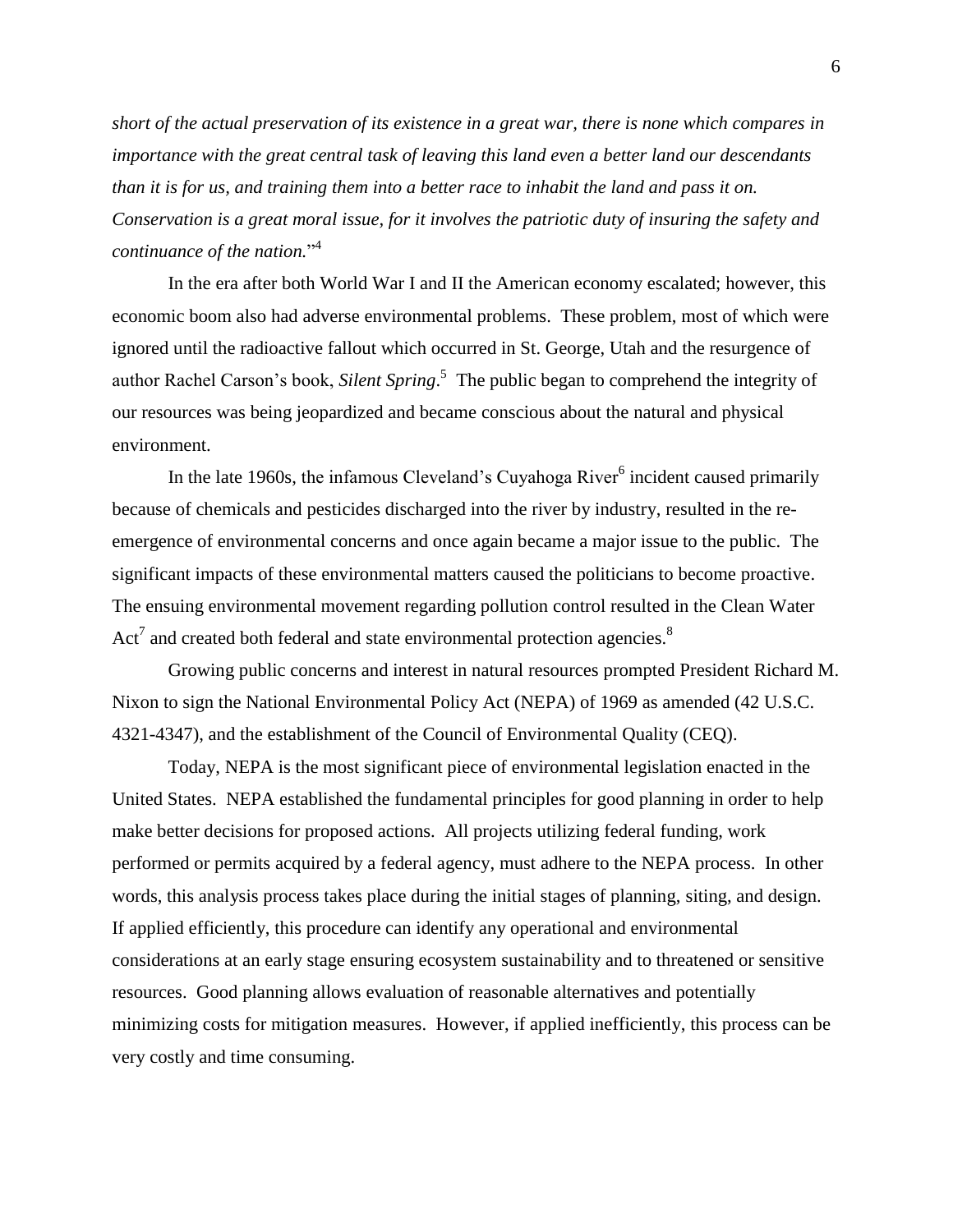*short of the actual preservation of its existence in a great war, there is none which compares in importance with the great central task of leaving this land even a better land our descendants than it is for us, and training them into a better race to inhabit the land and pass it on. Conservation is a great moral issue, for it involves the patriotic duty of insuring the safety and continuance of the nation.*"[4]

In the era after both World War I and II the American economy escalated; however, this economic boom also had adverse environmental problems. These problem, most of which were ignored until the radioactive fallout which occurred in St. George, Utah and the resurgence of author Rachel Carson's book, *Silent Spring*.[5] The public began to comprehend the integrity of our resources was being jeopardized and became conscious about the natural and physical environment.

In the late 1960s, the infamous Cleveland's Cuyahoga River[6] incident caused primarily because of chemicals and pesticides discharged into the river by industry, resulted in the re-emergence of environmental concerns and once again became a major issue to the public. The significant impacts of these environmental matters caused the politicians to become proactive. The ensuing environmental movement regarding pollution control resulted in the Clean Water Act[7] and created both federal and state environmental protection agencies.[8]

Growing public concerns and interest in natural resources prompted President Richard M. Nixon to sign the National Environmental Policy Act (NEPA) of 1969 as amended (42 U.S.C. 4321-4347), and the establishment of the Council of Environmental Quality (CEQ).

Today, NEPA is the most significant piece of environmental legislation enacted in the United States. NEPA established the fundamental principles for good planning in order to help make better decisions for proposed actions. All projects utilizing federal funding, work performed or permits acquired by a federal agency, must adhere to the NEPA process. In other words, this analysis process takes place during the initial stages of planning, siting, and design. If applied efficiently, this procedure can identify any operational and environmental considerations at an early stage ensuring ecosystem sustainability and to threatened or sensitive resources. Good planning allows evaluation of reasonable alternatives and potentially minimizing costs for mitigation measures. However, if applied inefficiently, this process can be very costly and time consuming.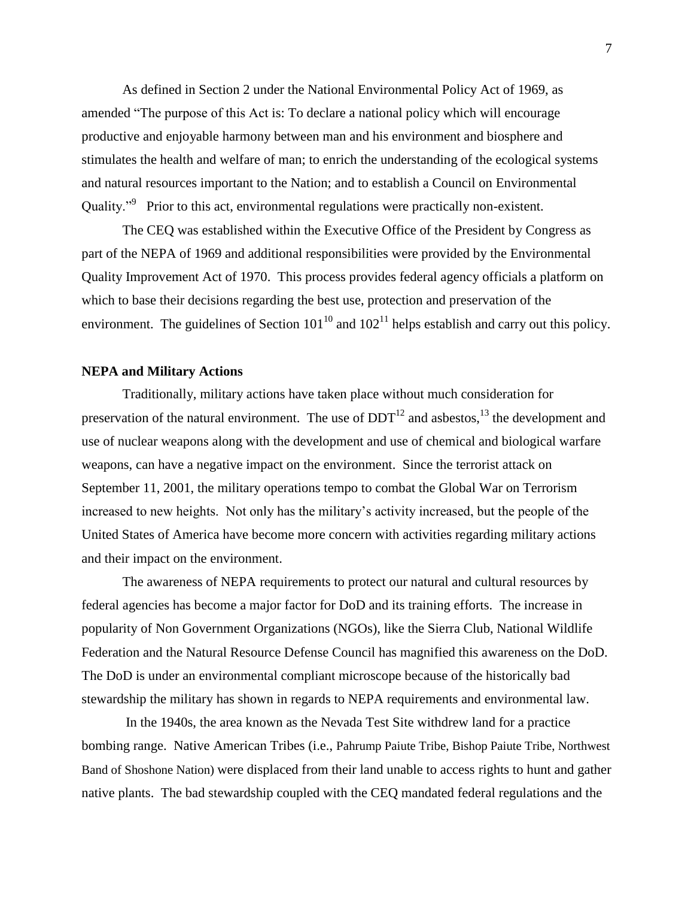As defined in Section 2 under the National Environmental Policy Act of 1969, as amended "The purpose of this Act is: To declare a national policy which will encourage productive and enjoyable harmony between man and his environment and biosphere and stimulates the health and welfare of man; to enrich the understanding of the ecological systems and natural resources important to the Nation; and to establish a Council on Environmental Quality."[9] Prior to this act, environmental regulations were practically non-existent.

The CEQ was established within the Executive Office of the President by Congress as part of the NEPA of 1969 and additional responsibilities were provided by the Environmental Quality Improvement Act of 1970. This process provides federal agency officials a platform on which to base their decisions regarding the best use, protection and preservation of the environment. The guidelines of Section 101[10] and 102[11] helps establish and carry out this policy.

**NEPA and Military Actions**

Traditionally, military actions have taken place without much consideration for preservation of the natural environment. The use of DDT[12] and asbestos,[13] the development and use of nuclear weapons along with the development and use of chemical and biological warfare weapons, can have a negative impact on the environment. Since the terrorist attack on September 11, 2001, the military operations tempo to combat the Global War on Terrorism increased to new heights. Not only has the military's activity increased, but the people of the United States of America have become more concern with activities regarding military actions and their impact on the environment.

The awareness of NEPA requirements to protect our natural and cultural resources by federal agencies has become a major factor for DoD and its training efforts. The increase in popularity of Non Government Organizations (NGOs), like the Sierra Club, National Wildlife Federation and the Natural Resource Defense Council has magnified this awareness on the DoD. The DoD is under an environmental compliant microscope because of the historically bad stewardship the military has shown in regards to NEPA requirements and environmental law.

In the 1940s, the area known as the Nevada Test Site withdrew land for a practice bombing range. Native American Tribes (i.e., Pahrump Paiute Tribe, Bishop Paiute Tribe, Northwest Band of Shoshone Nation) were displaced from their land unable to access rights to hunt and gather native plants. The bad stewardship coupled with the CEQ mandated federal regulations and the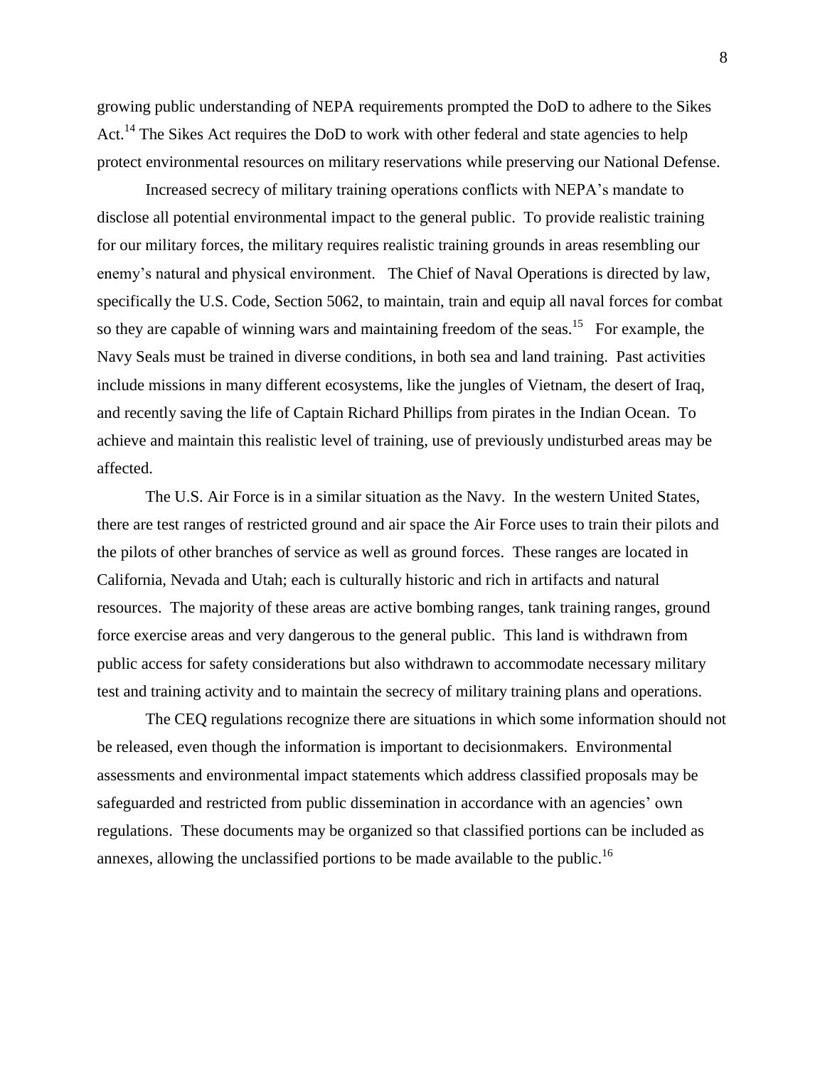growing public understanding of NEPA requirements prompted the DoD to adhere to the Sikes Act.[14] The Sikes Act requires the DoD to work with other federal and state agencies to help protect environmental resources on military reservations while preserving our National Defense.

Increased secrecy of military training operations conflicts with NEPA's mandate to disclose all potential environmental impact to the general public. To provide realistic training for our military forces, the military requires realistic training grounds in areas resembling our enemy's natural and physical environment. The Chief of Naval Operations is directed by law, specifically the U.S. Code, Section 5062, to maintain, train and equip all naval forces for combat so they are capable of winning wars and maintaining freedom of the seas.[15] For example, the Navy Seals must be trained in diverse conditions, in both sea and land training. Past activities include missions in many different ecosystems, like the jungles of Vietnam, the desert of Iraq, and recently saving the life of Captain Richard Phillips from pirates in the Indian Ocean. To achieve and maintain this realistic level of training, use of previously undisturbed areas may be affected.

The U.S. Air Force is in a similar situation as the Navy. In the western United States, there are test ranges of restricted ground and air space the Air Force uses to train their pilots and the pilots of other branches of service as well as ground forces. These ranges are located in California, Nevada and Utah; each is culturally historic and rich in artifacts and natural resources. The majority of these areas are active bombing ranges, tank training ranges, ground force exercise areas and very dangerous to the general public. This land is withdrawn from public access for safety considerations but also withdrawn to accommodate necessary military test and training activity and to maintain the secrecy of military training plans and operations.

The CEQ regulations recognize there are situations in which some information should not be released, even though the information is important to decisionmakers. Environmental assessments and environmental impact statements which address classified proposals may be safeguarded and restricted from public dissemination in accordance with an agencies' own regulations. These documents may be organized so that classified portions can be included as annexes, allowing the unclassified portions to be made available to the public.[16]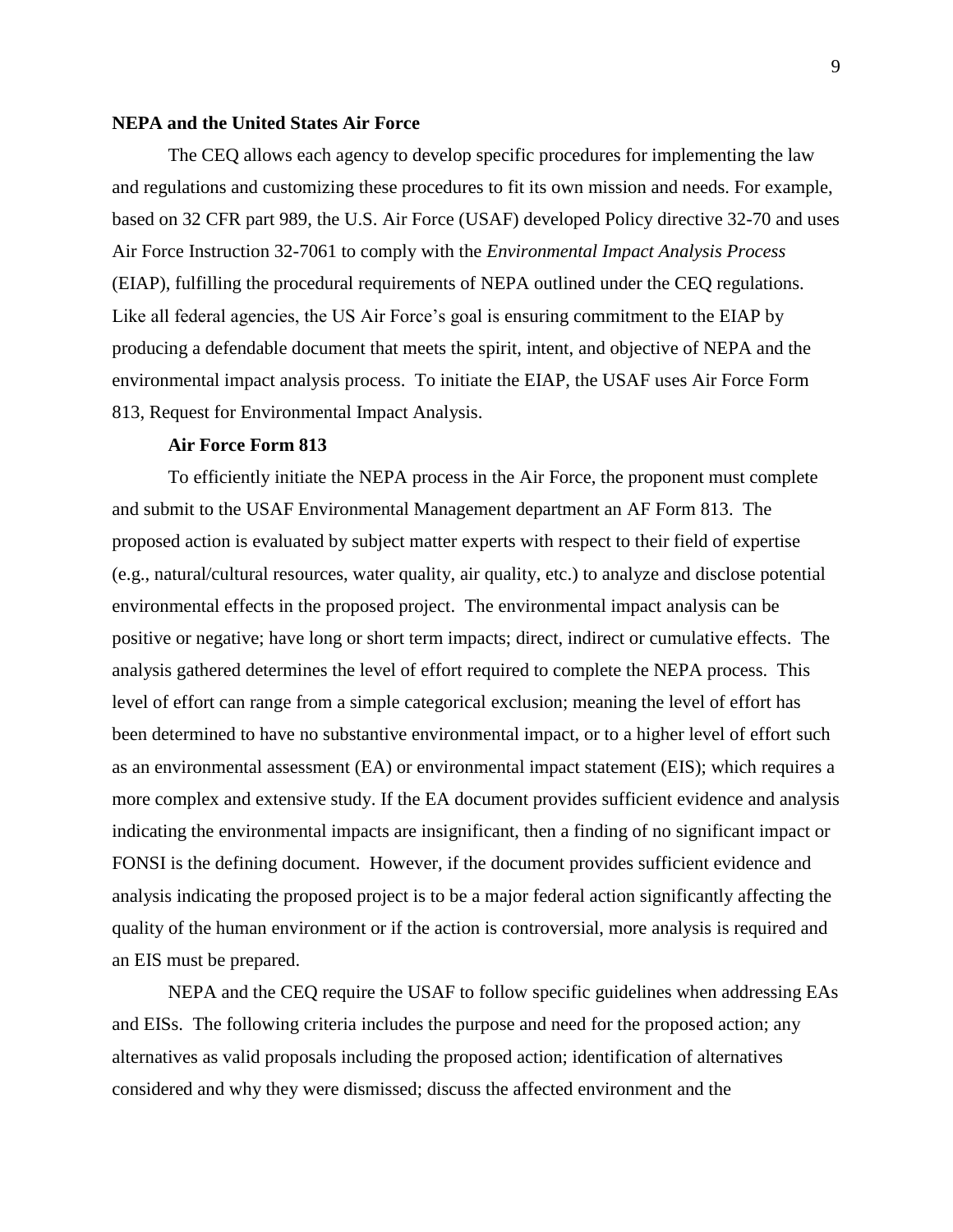## NEPA and the United States Air Force

The CEQ allows each agency to develop specific procedures for implementing the law and regulations and customizing these procedures to fit its own mission and needs. For example, based on 32 CFR part 989, the U.S. Air Force (USAF) developed Policy directive 32-70 and uses Air Force Instruction 32-7061 to comply with the *Environmental Impact Analysis Process* (EIAP), fulfilling the procedural requirements of NEPA outlined under the CEQ regulations. Like all federal agencies, the US Air Force's goal is ensuring commitment to the EIAP by producing a defendable document that meets the spirit, intent, and objective of NEPA and the environmental impact analysis process. To initiate the EIAP, the USAF uses Air Force Form 813, Request for Environmental Impact Analysis.

### Air Force Form 813

To efficiently initiate the NEPA process in the Air Force, the proponent must complete and submit to the USAF Environmental Management department an AF Form 813. The proposed action is evaluated by subject matter experts with respect to their field of expertise (e.g., natural/cultural resources, water quality, air quality, etc.) to analyze and disclose potential environmental effects in the proposed project. The environmental impact analysis can be positive or negative; have long or short term impacts; direct, indirect or cumulative effects. The analysis gathered determines the level of effort required to complete the NEPA process. This level of effort can range from a simple categorical exclusion; meaning the level of effort has been determined to have no substantive environmental impact, or to a higher level of effort such as an environmental assessment (EA) or environmental impact statement (EIS); which requires a more complex and extensive study. If the EA document provides sufficient evidence and analysis indicating the environmental impacts are insignificant, then a finding of no significant impact or FONSI is the defining document. However, if the document provides sufficient evidence and analysis indicating the proposed project is to be a major federal action significantly affecting the quality of the human environment or if the action is controversial, more analysis is required and an EIS must be prepared.

NEPA and the CEQ require the USAF to follow specific guidelines when addressing EAs and EISs. The following criteria includes the purpose and need for the proposed action; any alternatives as valid proposals including the proposed action; identification of alternatives considered and why they were dismissed; discuss the affected environment and the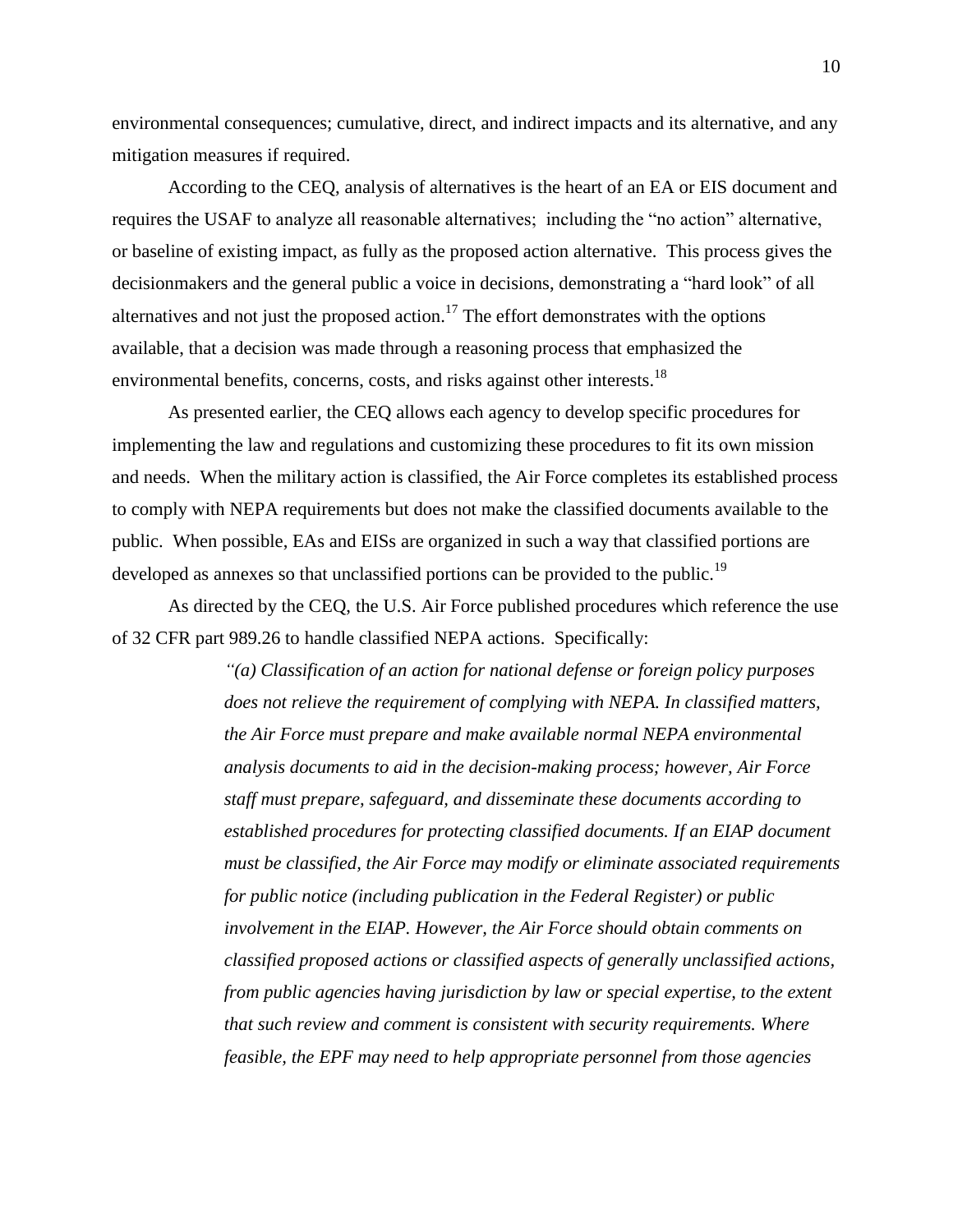environmental consequences; cumulative, direct, and indirect impacts and its alternative, and any mitigation measures if required.

According to the CEQ, analysis of alternatives is the heart of an EA or EIS document and requires the USAF to analyze all reasonable alternatives; including the "no action" alternative, or baseline of existing impact, as fully as the proposed action alternative. This process gives the decisionmakers and the general public a voice in decisions, demonstrating a "hard look" of all alternatives and not just the proposed action.[17] The effort demonstrates with the options available, that a decision was made through a reasoning process that emphasized the environmental benefits, concerns, costs, and risks against other interests.[18]

As presented earlier, the CEQ allows each agency to develop specific procedures for implementing the law and regulations and customizing these procedures to fit its own mission and needs. When the military action is classified, the Air Force completes its established process to comply with NEPA requirements but does not make the classified documents available to the public. When possible, EAs and EISs are organized in such a way that classified portions are developed as annexes so that unclassified portions can be provided to the public.[19]

As directed by the CEQ, the U.S. Air Force published procedures which reference the use of 32 CFR part 989.26 to handle classified NEPA actions. Specifically:

> *"(a) Classification of an action for national defense or foreign policy purposes does not relieve the requirement of complying with NEPA. In classified matters, the Air Force must prepare and make available normal NEPA environmental analysis documents to aid in the decision-making process; however, Air Force staff must prepare, safeguard, and disseminate these documents according to established procedures for protecting classified documents. If an EIAP document must be classified, the Air Force may modify or eliminate associated requirements for public notice (including publication in the Federal Register) or public involvement in the EIAP. However, the Air Force should obtain comments on classified proposed actions or classified aspects of generally unclassified actions, from public agencies having jurisdiction by law or special expertise, to the extent that such review and comment is consistent with security requirements. Where feasible, the EPF may need to help appropriate personnel from those agencies*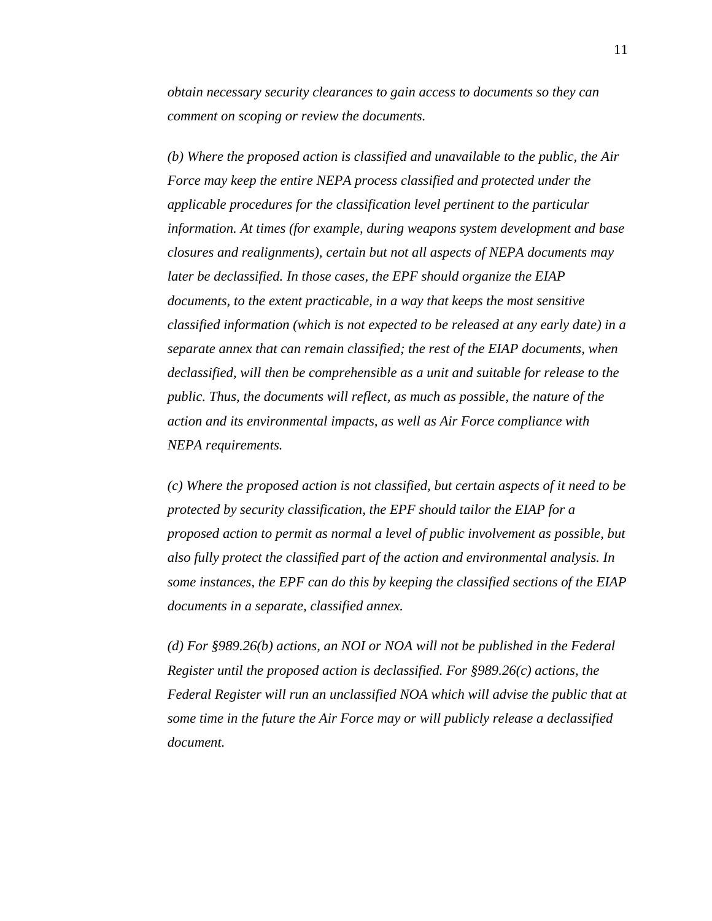*obtain necessary security clearances to gain access to documents so they can comment on scoping or review the documents.*

*(b) Where the proposed action is classified and unavailable to the public, the Air Force may keep the entire NEPA process classified and protected under the applicable procedures for the classification level pertinent to the particular information. At times (for example, during weapons system development and base closures and realignments), certain but not all aspects of NEPA documents may later be declassified. In those cases, the EPF should organize the EIAP documents, to the extent practicable, in a way that keeps the most sensitive classified information (which is not expected to be released at any early date) in a separate annex that can remain classified; the rest of the EIAP documents, when declassified, will then be comprehensible as a unit and suitable for release to the public. Thus, the documents will reflect, as much as possible, the nature of the action and its environmental impacts, as well as Air Force compliance with NEPA requirements.*

*(c) Where the proposed action is not classified, but certain aspects of it need to be protected by security classification, the EPF should tailor the EIAP for a proposed action to permit as normal a level of public involvement as possible, but also fully protect the classified part of the action and environmental analysis. In some instances, the EPF can do this by keeping the classified sections of the EIAP documents in a separate, classified annex.*

*(d) For §989.26(b) actions, an NOI or NOA will not be published in the Federal Register until the proposed action is declassified. For §989.26(c) actions, the Federal Register will run an unclassified NOA which will advise the public that at some time in the future the Air Force may or will publicly release a declassified document.*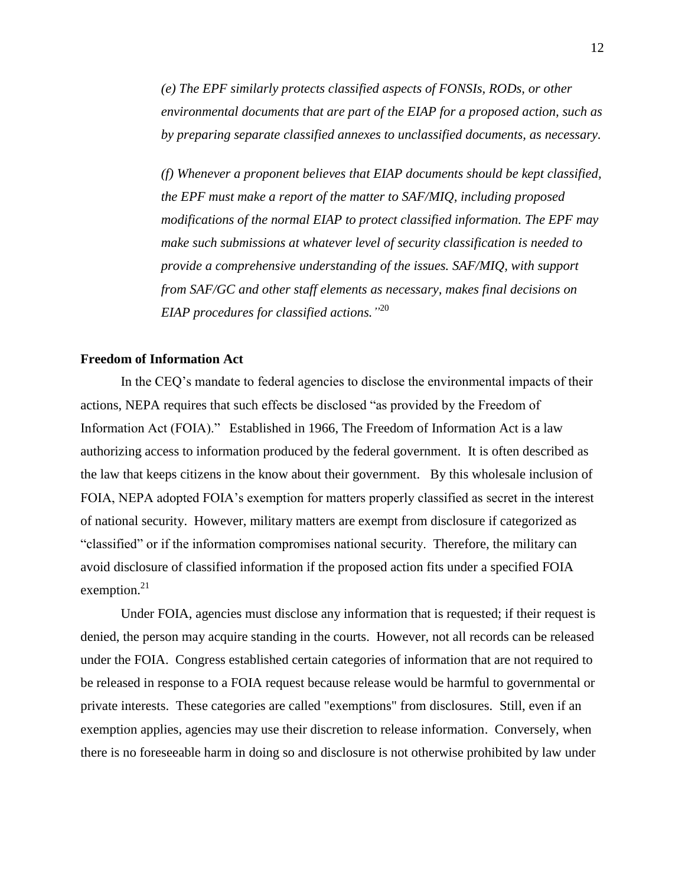*(e) The EPF similarly protects classified aspects of FONSIs, RODs, or other environmental documents that are part of the EIAP for a proposed action, such as by preparing separate classified annexes to unclassified documents, as necessary.*

*(f) Whenever a proponent believes that EIAP documents should be kept classified, the EPF must make a report of the matter to SAF/MIQ, including proposed modifications of the normal EIAP to protect classified information. The EPF may make such submissions at whatever level of security classification is needed to provide a comprehensive understanding of the issues. SAF/MIQ, with support from SAF/GC and other staff elements as necessary, makes final decisions on EIAP procedures for classified actions."*[20]

**Freedom of Information Act**

In the CEQ's mandate to federal agencies to disclose the environmental impacts of their actions, NEPA requires that such effects be disclosed "as provided by the Freedom of Information Act (FOIA)." Established in 1966, The Freedom of Information Act is a law authorizing access to information produced by the federal government. It is often described as the law that keeps citizens in the know about their government. By this wholesale inclusion of FOIA, NEPA adopted FOIA's exemption for matters properly classified as secret in the interest of national security. However, military matters are exempt from disclosure if categorized as "classified" or if the information compromises national security. Therefore, the military can avoid disclosure of classified information if the proposed action fits under a specified FOIA exemption.[21]

Under FOIA, agencies must disclose any information that is requested; if their request is denied, the person may acquire standing in the courts. However, not all records can be released under the FOIA. Congress established certain categories of information that are not required to be released in response to a FOIA request because release would be harmful to governmental or private interests. These categories are called "exemptions" from disclosures. Still, even if an exemption applies, agencies may use their discretion to release information. Conversely, when there is no foreseeable harm in doing so and disclosure is not otherwise prohibited by law under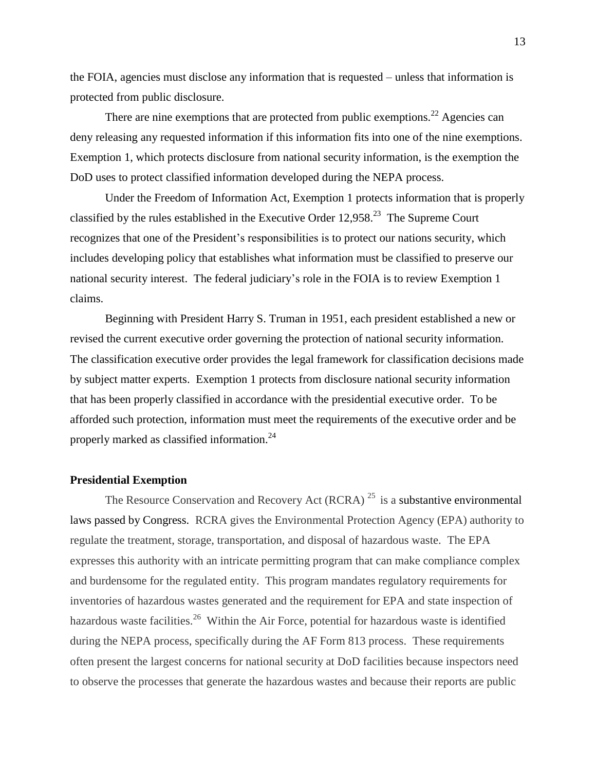the FOIA, agencies must disclose any information that is requested – unless that information is protected from public disclosure.

There are nine exemptions that are protected from public exemptions.[22] Agencies can deny releasing any requested information if this information fits into one of the nine exemptions. Exemption 1, which protects disclosure from national security information, is the exemption the DoD uses to protect classified information developed during the NEPA process.

Under the Freedom of Information Act, Exemption 1 protects information that is properly classified by the rules established in the Executive Order 12,958.[23] The Supreme Court recognizes that one of the President's responsibilities is to protect our nations security, which includes developing policy that establishes what information must be classified to preserve our national security interest. The federal judiciary's role in the FOIA is to review Exemption 1 claims.

Beginning with President Harry S. Truman in 1951, each president established a new or revised the current executive order governing the protection of national security information. The classification executive order provides the legal framework for classification decisions made by subject matter experts. Exemption 1 protects from disclosure national security information that has been properly classified in accordance with the presidential executive order. To be afforded such protection, information must meet the requirements of the executive order and be properly marked as classified information.[24]

**Presidential Exemption**

The Resource Conservation and Recovery Act (RCRA) [25] is a substantive environmental laws passed by Congress. RCRA gives the Environmental Protection Agency (EPA) authority to regulate the treatment, storage, transportation, and disposal of hazardous waste. The EPA expresses this authority with an intricate permitting program that can make compliance complex and burdensome for the regulated entity. This program mandates regulatory requirements for inventories of hazardous wastes generated and the requirement for EPA and state inspection of hazardous waste facilities.[26] Within the Air Force, potential for hazardous waste is identified during the NEPA process, specifically during the AF Form 813 process. These requirements often present the largest concerns for national security at DoD facilities because inspectors need to observe the processes that generate the hazardous wastes and because their reports are public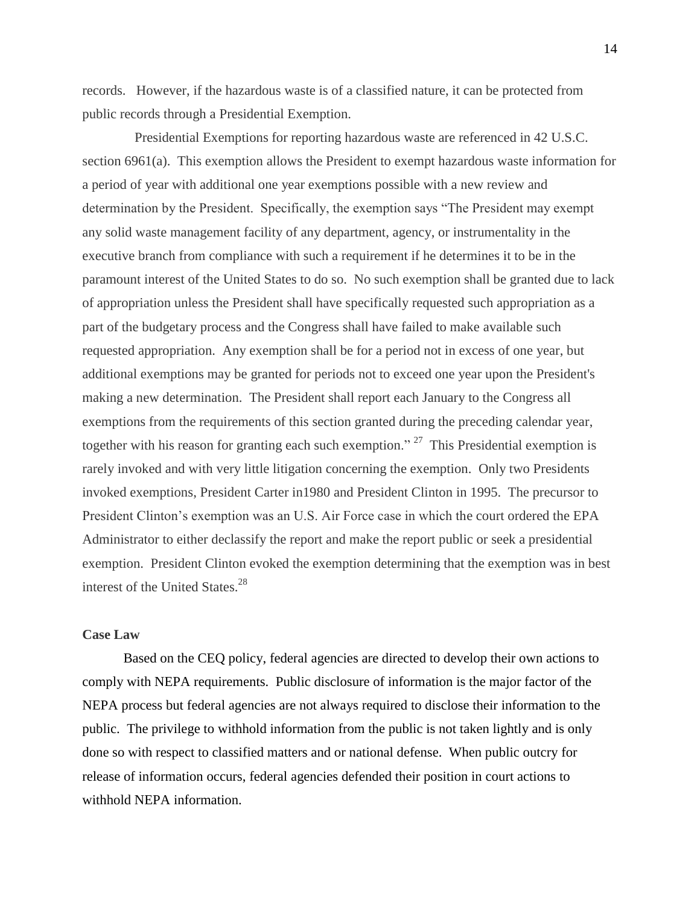records. However, if the hazardous waste is of a classified nature, it can be protected from public records through a Presidential Exemption.

Presidential Exemptions for reporting hazardous waste are referenced in 42 U.S.C. section 6961(a). This exemption allows the President to exempt hazardous waste information for a period of year with additional one year exemptions possible with a new review and determination by the President. Specifically, the exemption says "The President may exempt any solid waste management facility of any department, agency, or instrumentality in the executive branch from compliance with such a requirement if he determines it to be in the paramount interest of the United States to do so. No such exemption shall be granted due to lack of appropriation unless the President shall have specifically requested such appropriation as a part of the budgetary process and the Congress shall have failed to make available such requested appropriation. Any exemption shall be for a period not in excess of one year, but additional exemptions may be granted for periods not to exceed one year upon the President's making a new determination. The President shall report each January to the Congress all exemptions from the requirements of this section granted during the preceding calendar year, together with his reason for granting each such exemption." [27] This Presidential exemption is rarely invoked and with very little litigation concerning the exemption. Only two Presidents invoked exemptions, President Carter in1980 and President Clinton in 1995. The precursor to President Clinton's exemption was an U.S. Air Force case in which the court ordered the EPA Administrator to either declassify the report and make the report public or seek a presidential exemption. President Clinton evoked the exemption determining that the exemption was in best interest of the United States.[28]

**Case Law**

Based on the CEQ policy, federal agencies are directed to develop their own actions to comply with NEPA requirements. Public disclosure of information is the major factor of the NEPA process but federal agencies are not always required to disclose their information to the public. The privilege to withhold information from the public is not taken lightly and is only done so with respect to classified matters and or national defense. When public outcry for release of information occurs, federal agencies defended their position in court actions to withhold NEPA information.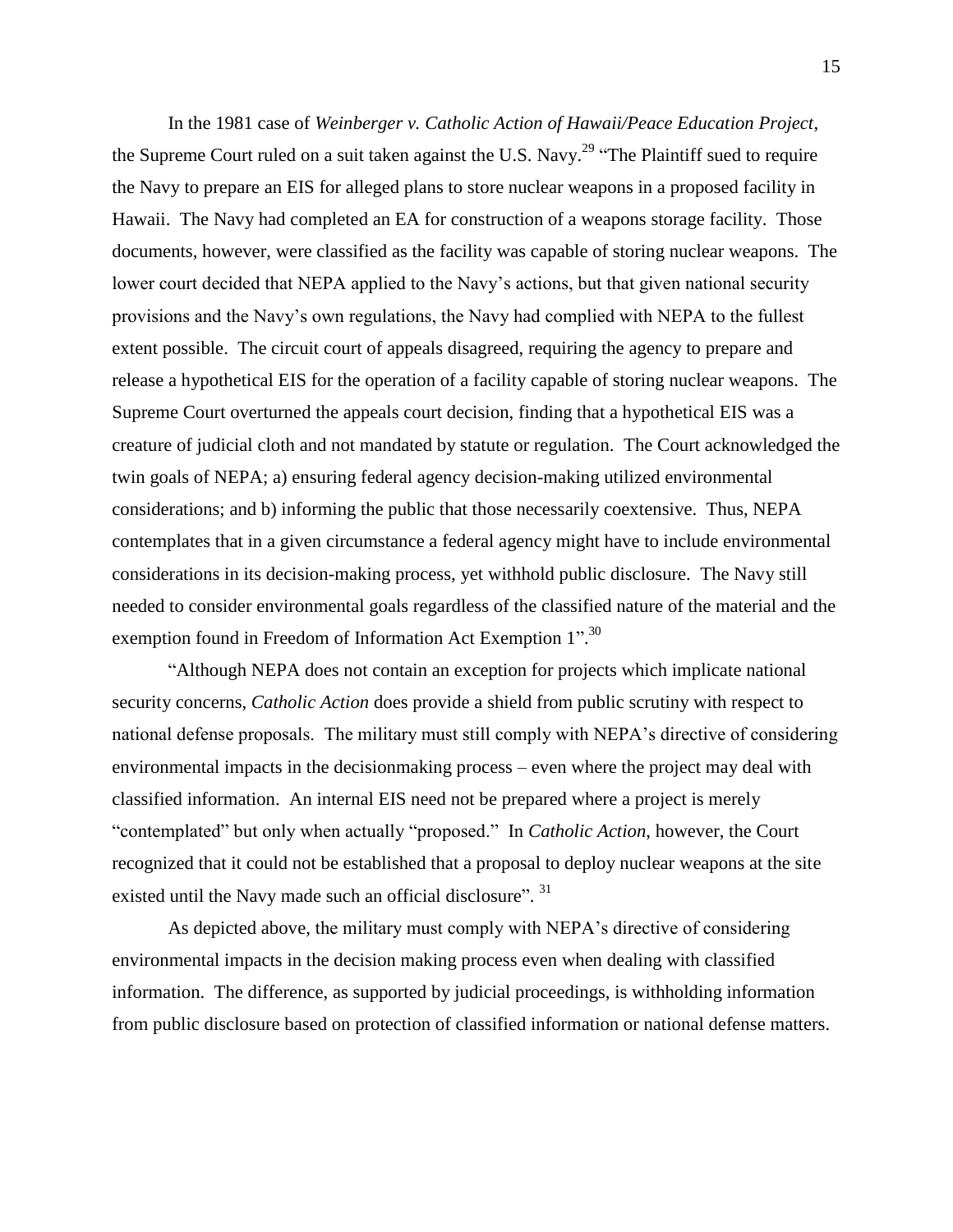In the 1981 case of *Weinberger v. Catholic Action of Hawaii/Peace Education Project*, the Supreme Court ruled on a suit taken against the U.S. Navy.[29] "The Plaintiff sued to require the Navy to prepare an EIS for alleged plans to store nuclear weapons in a proposed facility in Hawaii. The Navy had completed an EA for construction of a weapons storage facility. Those documents, however, were classified as the facility was capable of storing nuclear weapons. The lower court decided that NEPA applied to the Navy's actions, but that given national security provisions and the Navy's own regulations, the Navy had complied with NEPA to the fullest extent possible. The circuit court of appeals disagreed, requiring the agency to prepare and release a hypothetical EIS for the operation of a facility capable of storing nuclear weapons. The Supreme Court overturned the appeals court decision, finding that a hypothetical EIS was a creature of judicial cloth and not mandated by statute or regulation. The Court acknowledged the twin goals of NEPA; a) ensuring federal agency decision-making utilized environmental considerations; and b) informing the public that those necessarily coextensive. Thus, NEPA contemplates that in a given circumstance a federal agency might have to include environmental considerations in its decision-making process, yet withhold public disclosure. The Navy still needed to consider environmental goals regardless of the classified nature of the material and the exemption found in Freedom of Information Act Exemption 1".[30]

"Although NEPA does not contain an exception for projects which implicate national security concerns, *Catholic Action* does provide a shield from public scrutiny with respect to national defense proposals. The military must still comply with NEPA's directive of considering environmental impacts in the decisionmaking process – even where the project may deal with classified information. An internal EIS need not be prepared where a project is merely "contemplated" but only when actually "proposed." In *Catholic Action*, however, the Court recognized that it could not be established that a proposal to deploy nuclear weapons at the site existed until the Navy made such an official disclosure". [31]

As depicted above, the military must comply with NEPA's directive of considering environmental impacts in the decision making process even when dealing with classified information. The difference, as supported by judicial proceedings, is withholding information from public disclosure based on protection of classified information or national defense matters.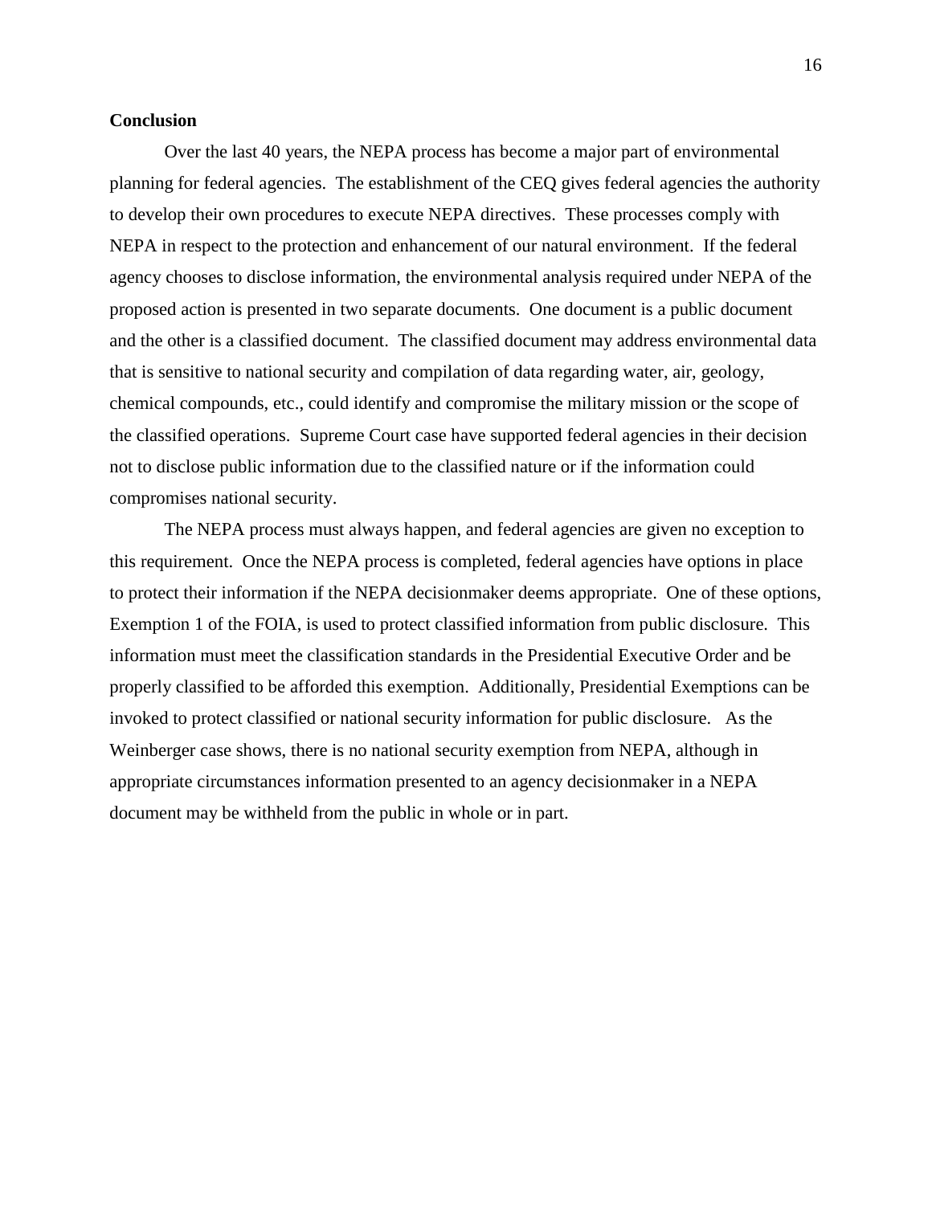**Conclusion**

Over the last 40 years, the NEPA process has become a major part of environmental planning for federal agencies. The establishment of the CEQ gives federal agencies the authority to develop their own procedures to execute NEPA directives. These processes comply with NEPA in respect to the protection and enhancement of our natural environment. If the federal agency chooses to disclose information, the environmental analysis required under NEPA of the proposed action is presented in two separate documents. One document is a public document and the other is a classified document. The classified document may address environmental data that is sensitive to national security and compilation of data regarding water, air, geology, chemical compounds, etc., could identify and compromise the military mission or the scope of the classified operations. Supreme Court case have supported federal agencies in their decision not to disclose public information due to the classified nature or if the information could compromises national security.

The NEPA process must always happen, and federal agencies are given no exception to this requirement. Once the NEPA process is completed, federal agencies have options in place to protect their information if the NEPA decisionmaker deems appropriate. One of these options, Exemption 1 of the FOIA, is used to protect classified information from public disclosure. This information must meet the classification standards in the Presidential Executive Order and be properly classified to be afforded this exemption. Additionally, Presidential Exemptions can be invoked to protect classified or national security information for public disclosure. As the Weinberger case shows, there is no national security exemption from NEPA, although in appropriate circumstances information presented to an agency decisionmaker in a NEPA document may be withheld from the public in whole or in part.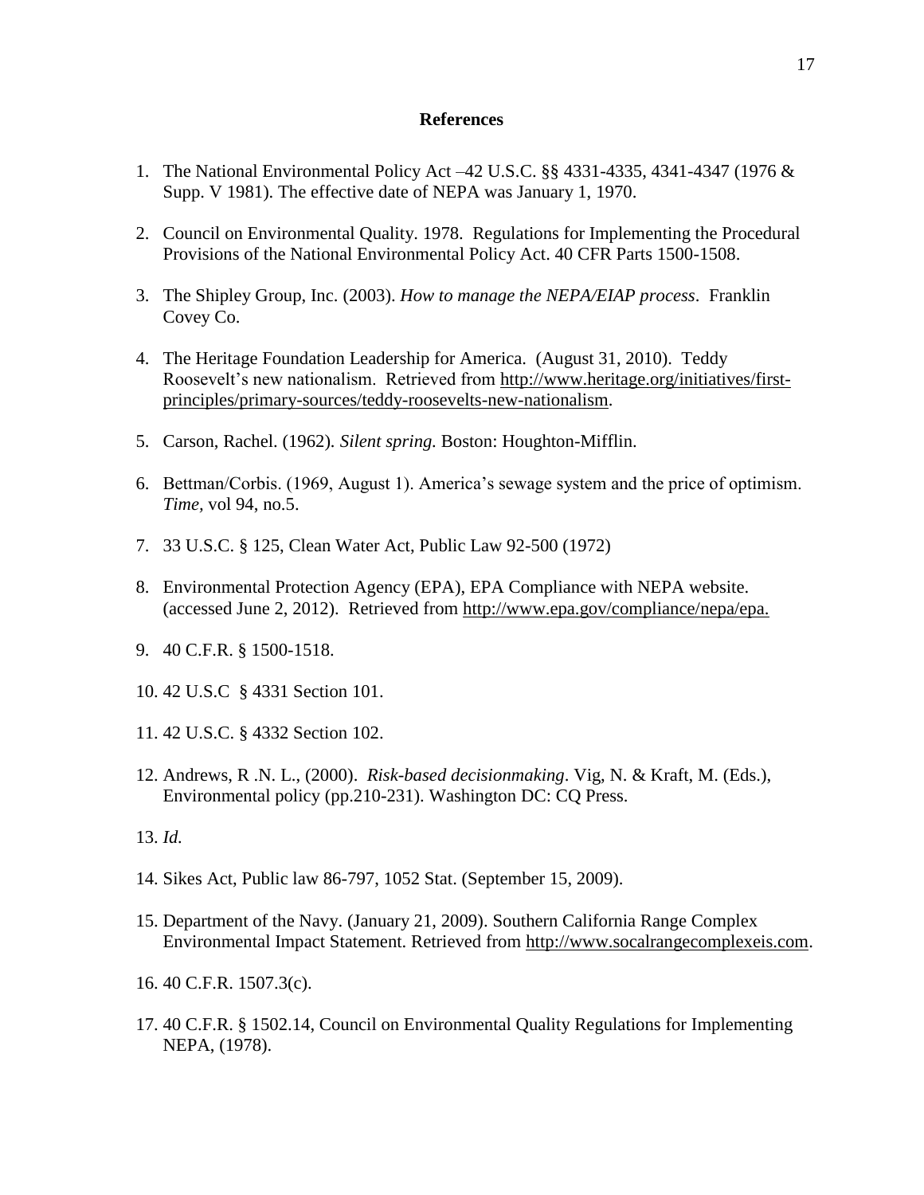## References

1. The National Environmental Policy Act –42 U.S.C. §§ 4331-4335, 4341-4347 (1976 & Supp. V 1981). The effective date of NEPA was January 1, 1970.
2. Council on Environmental Quality. 1978. Regulations for Implementing the Procedural Provisions of the National Environmental Policy Act. 40 CFR Parts 1500-1508.
3. The Shipley Group, Inc. (2003). *How to manage the NEPA/EIAP process*. Franklin Covey Co.
4. The Heritage Foundation Leadership for America. (August 31, 2010). Teddy Roosevelt's new nationalism. Retrieved from http://www.heritage.org/initiatives/first-principles/primary-sources/teddy-roosevelts-new-nationalism.
5. Carson, Rachel. (1962). *Silent spring.* Boston: Houghton-Mifflin.
6. Bettman/Corbis. (1969, August 1). America's sewage system and the price of optimism. *Time,* vol 94, no.5.
7. 33 U.S.C. § 125, Clean Water Act, Public Law 92-500 (1972)
8. Environmental Protection Agency (EPA), EPA Compliance with NEPA website. (accessed June 2, 2012). Retrieved from http://www.epa.gov/compliance/nepa/epa.
9. 40 C.F.R. § 1500-1518.
10. 42 U.S.C § 4331 Section 101.
11. 42 U.S.C. § 4332 Section 102.
12. Andrews, R .N. L., (2000). *Risk-based decisionmaking*. Vig, N. & Kraft, M. (Eds.), Environmental policy (pp.210-231). Washington DC: CQ Press.
13. *Id.*
14. Sikes Act, Public law 86-797, 1052 Stat. (September 15, 2009).
15. Department of the Navy. (January 21, 2009). Southern California Range Complex Environmental Impact Statement. Retrieved from http://www.socalrangecomplexeis.com.
16. 40 C.F.R. 1507.3(c).
17. 40 C.F.R. § 1502.14, Council on Environmental Quality Regulations for Implementing NEPA, (1978).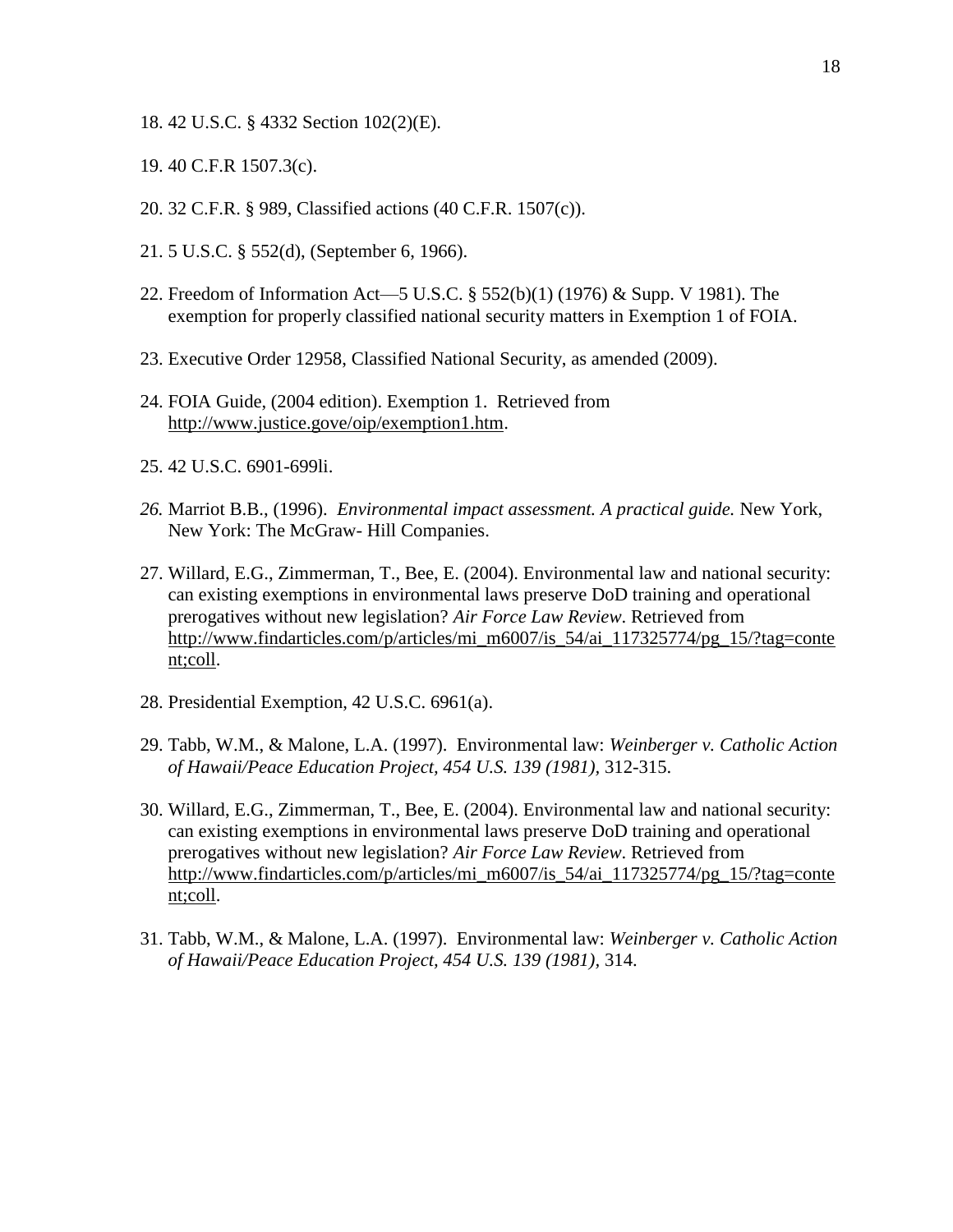18. 42 U.S.C. § 4332 Section 102(2)(E).

19. 40 C.F.R 1507.3(c).

20. 32 C.F.R. § 989, Classified actions (40 C.F.R. 1507(c)).

21. 5 U.S.C. § 552(d), (September 6, 1966).

22. Freedom of Information Act—5 U.S.C. § 552(b)(1) (1976) & Supp. V 1981). The exemption for properly classified national security matters in Exemption 1 of FOIA.

23. Executive Order 12958, Classified National Security, as amended (2009).

24. FOIA Guide, (2004 edition). Exemption 1. Retrieved from http://www.justice.gove/oip/exemption1.htm.

25. 42 U.S.C. 6901-699li.

*26.* Marriot B.B., (1996). *Environmental impact assessment. A practical guide.* New York, New York: The McGraw- Hill Companies.

27. Willard, E.G., Zimmerman, T., Bee, E. (2004). Environmental law and national security: can existing exemptions in environmental laws preserve DoD training and operational prerogatives without new legislation? *Air Force Law Review*. Retrieved from http://www.findarticles.com/p/articles/mi_m6007/is_54/ai_117325774/pg_15/?tag=content;coll.

28. Presidential Exemption, 42 U.S.C. 6961(a).

29. Tabb, W.M., & Malone, L.A. (1997). Environmental law: *Weinberger v. Catholic Action of Hawaii/Peace Education Project, 454 U.S. 139 (1981),* 312-315.

30. Willard, E.G., Zimmerman, T., Bee, E. (2004). Environmental law and national security: can existing exemptions in environmental laws preserve DoD training and operational prerogatives without new legislation? *Air Force Law Review*. Retrieved from http://www.findarticles.com/p/articles/mi_m6007/is_54/ai_117325774/pg_15/?tag=content;coll.

31. Tabb, W.M., & Malone, L.A. (1997). Environmental law: *Weinberger v. Catholic Action of Hawaii/Peace Education Project, 454 U.S. 139 (1981),* 314.